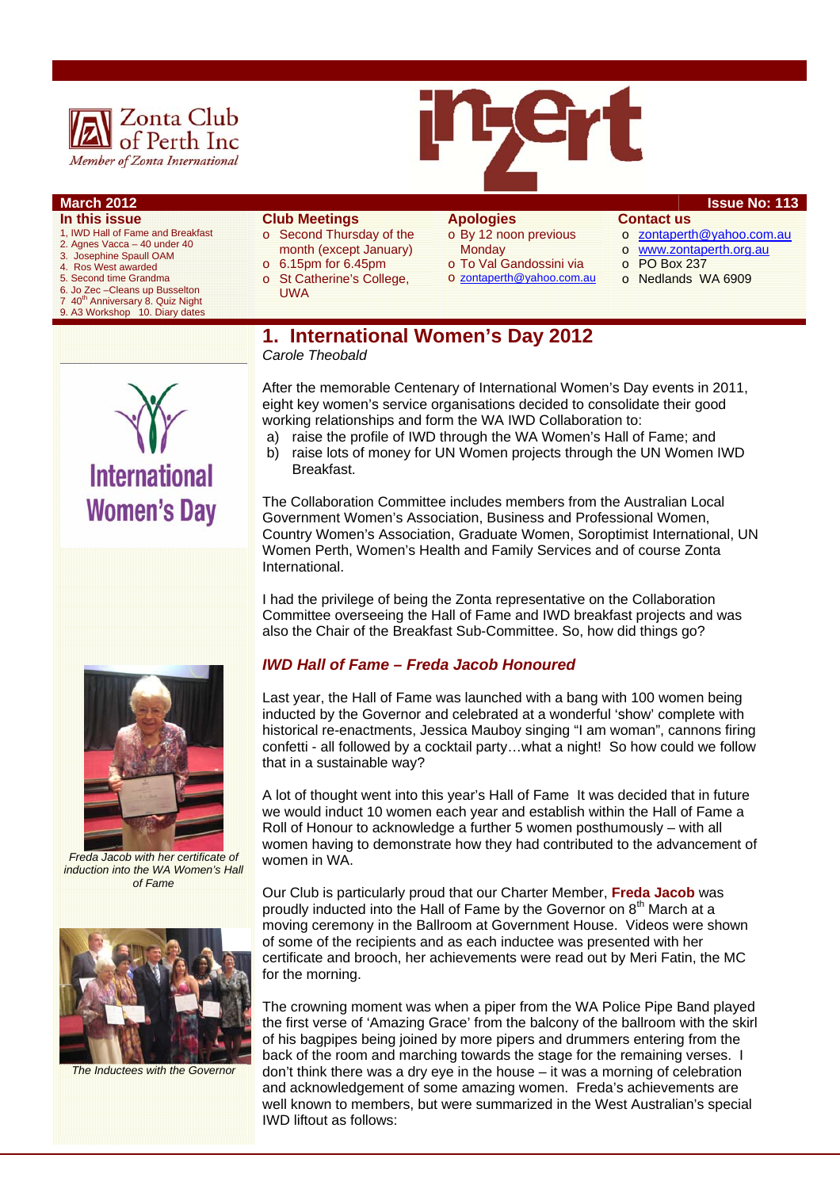Zonta Club of Perth Inc

*Member of Zonta International*

# inZert

**March 2012** | **Issue No: 113**

**In this issue**

1, IWD Hall of Fame and Breakfast
2. Agnes Vacca – 40 under 40
3. Josephine Spaull OAM
4. Ros West awarded
5. Second time Grandma
6. Jo Zec –Cleans up Busselton
7 40th Anniversary 8. Quiz Night
9. A3 Workshop 10. Diary dates

**Club Meetings**

- Second Thursday of the month (except January)
- 6.15pm for 6.45pm
- St Catherine's College, UWA

**Apologies**

- By 12 noon previous Monday
- To Val Gandossini via
- zontaperth@yahoo.com.au

**Contact us**

- zontaperth@yahoo.com.au
- www.zontaperth.org.au
- PO Box 237
- Nedlands WA 6909

## 1. International Women's Day 2012

*Carole Theobald*

After the memorable Centenary of International Women's Day events in 2011, eight key women's service organisations decided to consolidate their good working relationships and form the WA IWD Collaboration to:

a) raise the profile of IWD through the WA Women's Hall of Fame; and
b) raise lots of money for UN Women projects through the UN Women IWD Breakfast.

The Collaboration Committee includes members from the Australian Local Government Women's Association, Business and Professional Women, Country Women's Association, Graduate Women, Soroptimist International, UN Women Perth, Women's Health and Family Services and of course Zonta International.

I had the privilege of being the Zonta representative on the Collaboration Committee overseeing the Hall of Fame and IWD breakfast projects and was also the Chair of the Breakfast Sub-Committee. So, how did things go?

### *IWD Hall of Fame – Freda Jacob Honoured*

Last year, the Hall of Fame was launched with a bang with 100 women being inducted by the Governor and celebrated at a wonderful 'show' complete with historical re-enactments, Jessica Mauboy singing "I am woman", cannons firing confetti - all followed by a cocktail party…what a night! So how could we follow that in a sustainable way?

A lot of thought went into this year's Hall of Fame It was decided that in future we would induct 10 women each year and establish within the Hall of Fame a Roll of Honour to acknowledge a further 5 women posthumously – with all women having to demonstrate how they had contributed to the advancement of women in WA.

*Freda Jacob with her certificate of induction into the WA Women's Hall of Fame*

Our Club is particularly proud that our Charter Member, **Freda Jacob** was proudly inducted into the Hall of Fame by the Governor on 8th March at a moving ceremony in the Ballroom at Government House. Videos were shown of some of the recipients and as each inductee was presented with her certificate and brooch, her achievements were read out by Meri Fatin, the MC for the morning.

*The Inductees with the Governor*

The crowning moment was when a piper from the WA Police Pipe Band played the first verse of 'Amazing Grace' from the balcony of the ballroom with the skirl of his bagpipes being joined by more pipers and drummers entering from the back of the room and marching towards the stage for the remaining verses. I don't think there was a dry eye in the house – it was a morning of celebration and acknowledgement of some amazing women. Freda's achievements are well known to members, but were summarized in the West Australian's special IWD liftout as follows: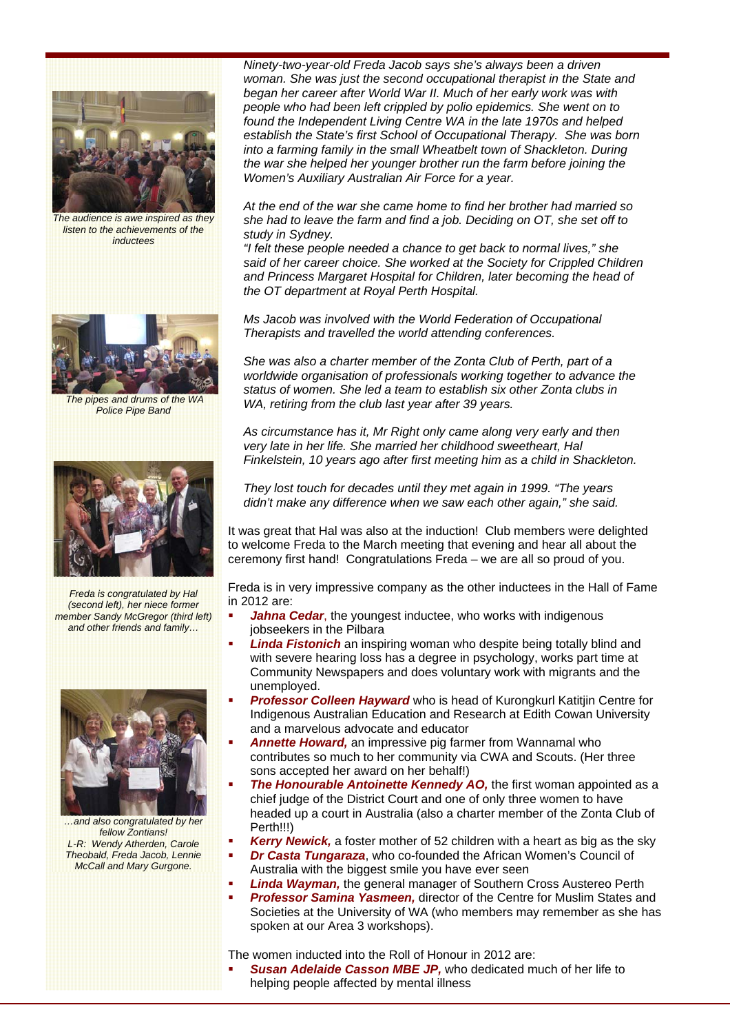*Ninety-two-year-old Freda Jacob says she's always been a driven woman. She was just the second occupational therapist in the State and began her career after World War II. Much of her early work was with people who had been left crippled by polio epidemics. She went on to found the Independent Living Centre WA in the late 1970s and helped establish the State's first School of Occupational Therapy. She was born into a farming family in the small Wheatbelt town of Shackleton. During the war she helped her younger brother run the farm before joining the Women's Auxiliary Australian Air Force for a year.*

*At the end of the war she came home to find her brother had married so she had to leave the farm and find a job. Deciding on OT, she set off to study in Sydney.*
*"I felt these people needed a chance to get back to normal lives," she said of her career choice. She worked at the Society for Crippled Children and Princess Margaret Hospital for Children, later becoming the head of the OT department at Royal Perth Hospital.*

*Ms Jacob was involved with the World Federation of Occupational Therapists and travelled the world attending conferences.*

*She was also a charter member of the Zonta Club of Perth, part of a worldwide organisation of professionals working together to advance the status of women. She led a team to establish six other Zonta clubs in WA, retiring from the club last year after 39 years.*

*As circumstance has it, Mr Right only came along very early and then very late in her life. She married her childhood sweetheart, Hal Finkelstein, 10 years ago after first meeting him as a child in Shackleton.*

*They lost touch for decades until they met again in 1999. "The years didn't make any difference when we saw each other again," she said.*

It was great that Hal was also at the induction! Club members were delighted to welcome Freda to the March meeting that evening and hear all about the ceremony first hand! Congratulations Freda – we are all so proud of you.

Freda is in very impressive company as the other inductees in the Hall of Fame in 2012 are:

- ***Jahna Cedar***, the youngest inductee, who works with indigenous jobseekers in the Pilbara
- ***Linda Fistonich*** an inspiring woman who despite being totally blind and with severe hearing loss has a degree in psychology, works part time at Community Newspapers and does voluntary work with migrants and the unemployed.
- ***Professor Colleen Hayward*** who is head of Kurongkurl Katitjin Centre for Indigenous Australian Education and Research at Edith Cowan University and a marvelous advocate and educator
- ***Annette Howard,*** an impressive pig farmer from Wannamal who contributes so much to her community via CWA and Scouts. (Her three sons accepted her award on her behalf!)
- ***The Honourable Antoinette Kennedy AO,*** the first woman appointed as a chief judge of the District Court and one of only three women to have headed up a court in Australia (also a charter member of the Zonta Club of Perth!!!)
- ***Kerry Newick,*** a foster mother of 52 children with a heart as big as the sky
- ***Dr Casta Tungaraza***, who co-founded the African Women's Council of Australia with the biggest smile you have ever seen
- ***Linda Wayman,*** the general manager of Southern Cross Austereo Perth
- ***Professor Samina Yasmeen,*** director of the Centre for Muslim States and Societies at the University of WA (who members may remember as she has spoken at our Area 3 workshops).

The women inducted into the Roll of Honour in 2012 are:

- ***Susan Adelaide Casson MBE JP,*** who dedicated much of her life to helping people affected by mental illness

*The audience is awe inspired as they listen to the achievements of the inductees*

*The pipes and drums of the WA Police Pipe Band*

*Freda is congratulated by Hal (second left), her niece former member Sandy McGregor (third left) and other friends and family…*

*…and also congratulated by her fellow Zontians!*
*L-R: Wendy Atherden, Carole Theobald, Freda Jacob, Lennie McCall and Mary Gurgone.*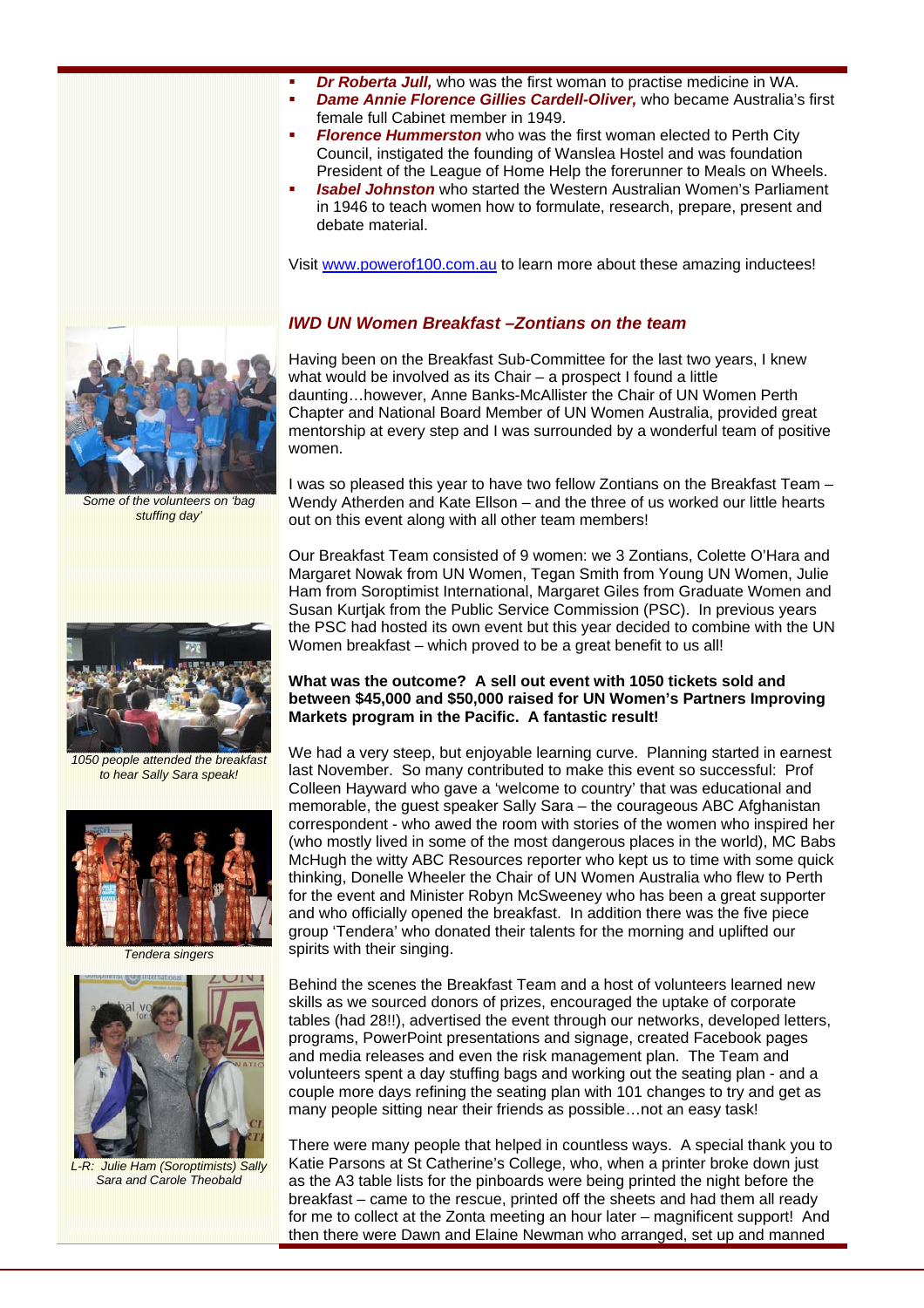- ***Dr Roberta Jull,*** who was the first woman to practise medicine in WA.
- ***Dame Annie Florence Gillies Cardell-Oliver,*** who became Australia's first female full Cabinet member in 1949.
- ***Florence Hummerston*** who was the first woman elected to Perth City Council, instigated the founding of Wanslea Hostel and was foundation President of the League of Home Help the forerunner to Meals on Wheels.
- ***Isabel Johnston*** who started the Western Australian Women's Parliament in 1946 to teach women how to formulate, research, prepare, present and debate material.

Visit www.powerof100.com.au to learn more about these amazing inductees!

### *IWD UN Women Breakfast –Zontians on the team*

Having been on the Breakfast Sub-Committee for the last two years, I knew what would be involved as its Chair – a prospect I found a little daunting…however, Anne Banks-McAllister the Chair of UN Women Perth Chapter and National Board Member of UN Women Australia, provided great mentorship at every step and I was surrounded by a wonderful team of positive women.

I was so pleased this year to have two fellow Zontians on the Breakfast Team – Wendy Atherden and Kate Ellson – and the three of us worked our little hearts out on this event along with all other team members!

Our Breakfast Team consisted of 9 women: we 3 Zontians, Colette O'Hara and Margaret Nowak from UN Women, Tegan Smith from Young UN Women, Julie Ham from Soroptimist International, Margaret Giles from Graduate Women and Susan Kurtjak from the Public Service Commission (PSC). In previous years the PSC had hosted its own event but this year decided to combine with the UN Women breakfast – which proved to be a great benefit to us all!

**What was the outcome? A sell out event with 1050 tickets sold and between $45,000 and $50,000 raised for UN Women's Partners Improving Markets program in the Pacific. A fantastic result!**

We had a very steep, but enjoyable learning curve. Planning started in earnest last November. So many contributed to make this event so successful: Prof Colleen Hayward who gave a 'welcome to country' that was educational and memorable, the guest speaker Sally Sara – the courageous ABC Afghanistan correspondent - who awed the room with stories of the women who inspired her (who mostly lived in some of the most dangerous places in the world), MC Babs McHugh the witty ABC Resources reporter who kept us to time with some quick thinking, Donelle Wheeler the Chair of UN Women Australia who flew to Perth for the event and Minister Robyn McSweeney who has been a great supporter and who officially opened the breakfast. In addition there was the five piece group 'Tendera' who donated their talents for the morning and uplifted our spirits with their singing.

Behind the scenes the Breakfast Team and a host of volunteers learned new skills as we sourced donors of prizes, encouraged the uptake of corporate tables (had 28!!), advertised the event through our networks, developed letters, programs, PowerPoint presentations and signage, created Facebook pages and media releases and even the risk management plan. The Team and volunteers spent a day stuffing bags and working out the seating plan - and a couple more days refining the seating plan with 101 changes to try and get as many people sitting near their friends as possible…not an easy task!

There were many people that helped in countless ways. A special thank you to Katie Parsons at St Catherine's College, who, when a printer broke down just as the A3 table lists for the pinboards were being printed the night before the breakfast – came to the rescue, printed off the sheets and had them all ready for me to collect at the Zonta meeting an hour later – magnificent support! And then there were Dawn and Elaine Newman who arranged, set up and manned

*Some of the volunteers on 'bag stuffing day'*

*1050 people attended the breakfast to hear Sally Sara speak!*

*Tendera singers*

*L-R: Julie Ham (Soroptimists) Sally Sara and Carole Theobald*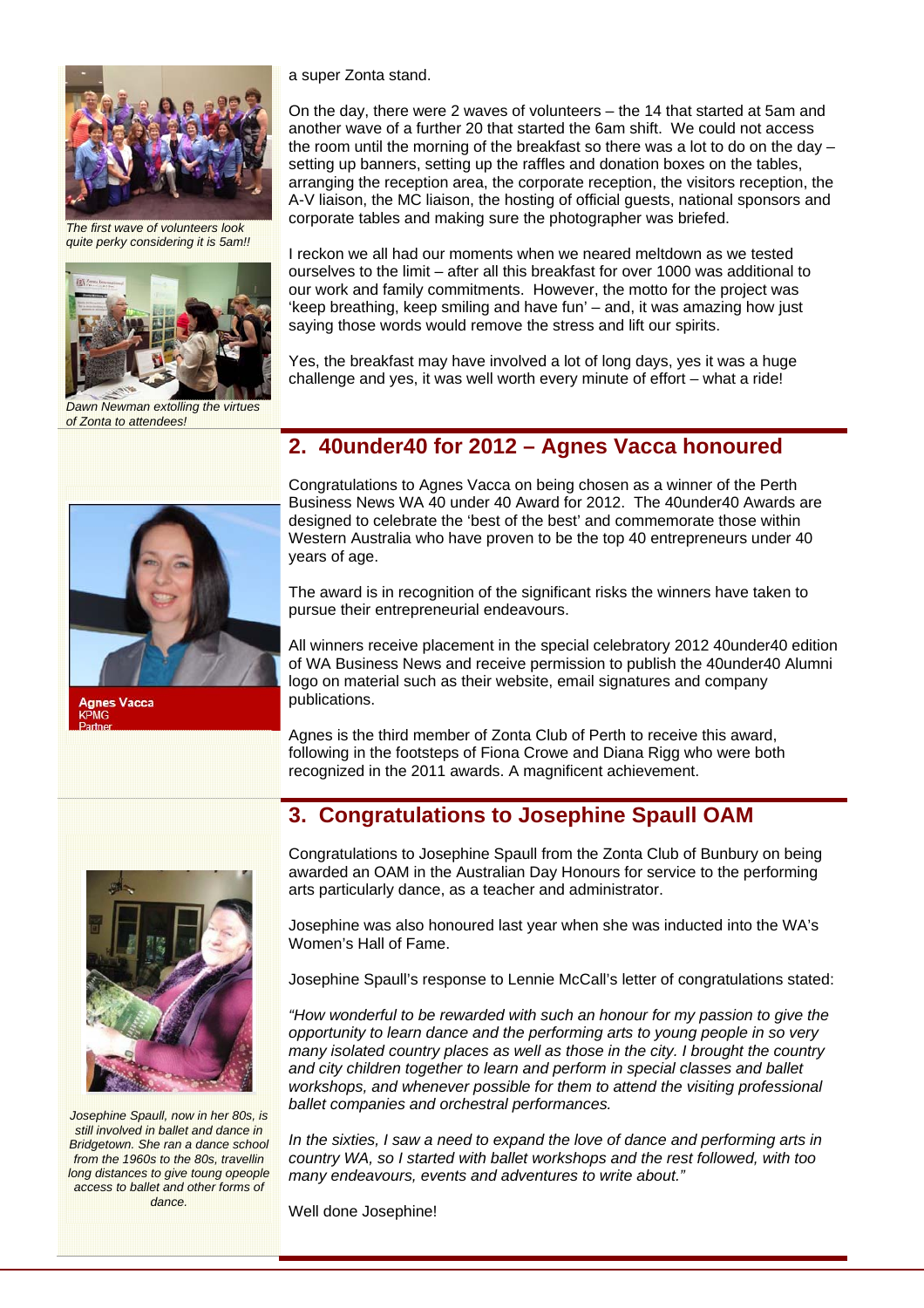a super Zonta stand.

On the day, there were 2 waves of volunteers – the 14 that started at 5am and another wave of a further 20 that started the 6am shift. We could not access the room until the morning of the breakfast so there was a lot to do on the day – setting up banners, setting up the raffles and donation boxes on the tables, arranging the reception area, the corporate reception, the visitors reception, the A-V liaison, the MC liaison, the hosting of official guests, national sponsors and corporate tables and making sure the photographer was briefed.

I reckon we all had our moments when we neared meltdown as we tested ourselves to the limit – after all this breakfast for over 1000 was additional to our work and family commitments. However, the motto for the project was 'keep breathing, keep smiling and have fun' – and, it was amazing how just saying those words would remove the stress and lift our spirits.

Yes, the breakfast may have involved a lot of long days, yes it was a huge challenge and yes, it was well worth every minute of effort – what a ride!

*The first wave of volunteers look quite perky considering it is 5am!!*

*Dawn Newman extolling the virtues of Zonta to attendees!*

## 2. 40under40 for 2012 – Agnes Vacca honoured

**Agnes Vacca**
KPMG
Partner

Congratulations to Agnes Vacca on being chosen as a winner of the Perth Business News WA 40 under 40 Award for 2012. The 40under40 Awards are designed to celebrate the 'best of the best' and commemorate those within Western Australia who have proven to be the top 40 entrepreneurs under 40 years of age.

The award is in recognition of the significant risks the winners have taken to pursue their entrepreneurial endeavours.

All winners receive placement in the special celebratory 2012 40under40 edition of WA Business News and receive permission to publish the 40under40 Alumni logo on material such as their website, email signatures and company publications.

Agnes is the third member of Zonta Club of Perth to receive this award, following in the footsteps of Fiona Crowe and Diana Rigg who were both recognized in the 2011 awards. A magnificent achievement.

## 3. Congratulations to Josephine Spaull OAM

Congratulations to Josephine Spaull from the Zonta Club of Bunbury on being awarded an OAM in the Australian Day Honours for service to the performing arts particularly dance, as a teacher and administrator.

Josephine was also honoured last year when she was inducted into the WA's Women's Hall of Fame.

Josephine Spaull's response to Lennie McCall's letter of congratulations stated:

*"How wonderful to be rewarded with such an honour for my passion to give the opportunity to learn dance and the performing arts to young people in so very many isolated country places as well as those in the city. I brought the country and city children together to learn and perform in special classes and ballet workshops, and whenever possible for them to attend the visiting professional ballet companies and orchestral performances.*

*In the sixties, I saw a need to expand the love of dance and performing arts in country WA, so I started with ballet workshops and the rest followed, with too many endeavours, events and adventures to write about."*

Well done Josephine!

*Josephine Spaull, now in her 80s, is still involved in ballet and dance in Bridgetown. She ran a dance school from the 1960s to the 80s, travellin long distances to give toung opeople access to ballet and other forms of dance.*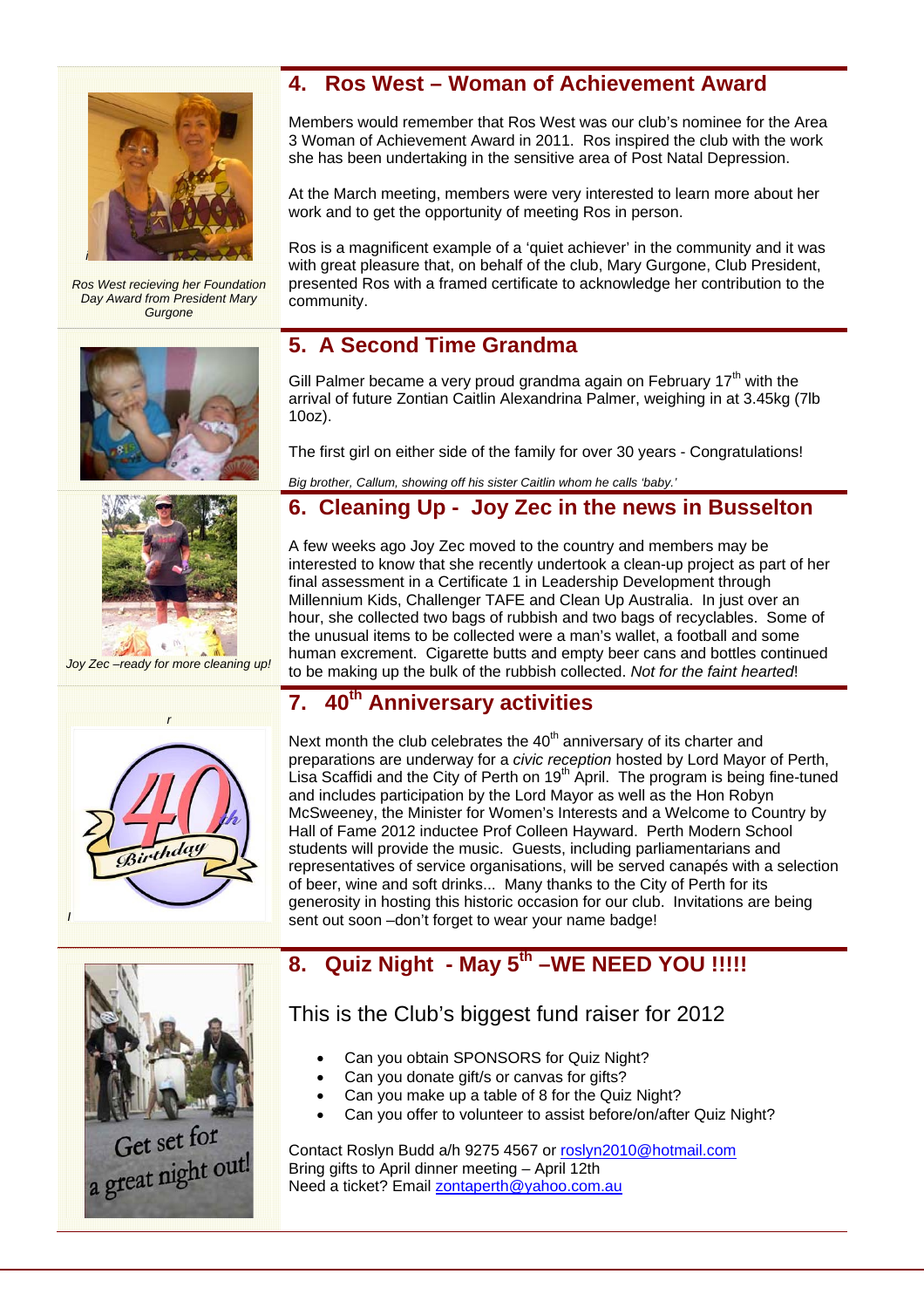## 4. Ros West – Woman of Achievement Award

*Ros West recieving her Foundation Day Award from President Mary Gurgone*

Members would remember that Ros West was our club's nominee for the Area 3 Woman of Achievement Award in 2011. Ros inspired the club with the work she has been undertaking in the sensitive area of Post Natal Depression.

At the March meeting, members were very interested to learn more about her work and to get the opportunity of meeting Ros in person.

Ros is a magnificent example of a 'quiet achiever' in the community and it was with great pleasure that, on behalf of the club, Mary Gurgone, Club President, presented Ros with a framed certificate to acknowledge her contribution to the community.

## 5. A Second Time Grandma

Gill Palmer became a very proud grandma again on February 17th with the arrival of future Zontian Caitlin Alexandrina Palmer, weighing in at 3.45kg (7lb 10oz).

The first girl on either side of the family for over 30 years - Congratulations!

*Big brother, Callum, showing off his sister Caitlin whom he calls 'baby.'*

## 6. Cleaning Up - Joy Zec in the news in Busselton

*Joy Zec –ready for more cleaning up!*

A few weeks ago Joy Zec moved to the country and members may be interested to know that she recently undertook a clean-up project as part of her final assessment in a Certificate 1 in Leadership Development through Millennium Kids, Challenger TAFE and Clean Up Australia. In just over an hour, she collected two bags of rubbish and two bags of recyclables. Some of the unusual items to be collected were a man's wallet, a football and some human excrement. Cigarette butts and empty beer cans and bottles continued to be making up the bulk of the rubbish collected. *Not for the faint hearted*!

## 7. 40th Anniversary activities

Next month the club celebrates the 40th anniversary of its charter and preparations are underway for a *civic reception* hosted by Lord Mayor of Perth, Lisa Scaffidi and the City of Perth on 19th April. The program is being fine-tuned and includes participation by the Lord Mayor as well as the Hon Robyn McSweeney, the Minister for Women's Interests and a Welcome to Country by Hall of Fame 2012 inductee Prof Colleen Hayward. Perth Modern School students will provide the music. Guests, including parliamentarians and representatives of service organisations, will be served canapés with a selection of beer, wine and soft drinks... Many thanks to the City of Perth for its generosity in hosting this historic occasion for our club. Invitations are being sent out soon –don't forget to wear your name badge!

## 8. Quiz Night - May 5th –WE NEED YOU !!!!!

This is the Club's biggest fund raiser for 2012

- Can you obtain SPONSORS for Quiz Night?
- Can you donate gift/s or canvas for gifts?
- Can you make up a table of 8 for the Quiz Night?
- Can you offer to volunteer to assist before/on/after Quiz Night?

Contact Roslyn Budd a/h 9275 4567 or roslyn2010@hotmail.com
Bring gifts to April dinner meeting – April 12th
Need a ticket? Email zontaperth@yahoo.com.au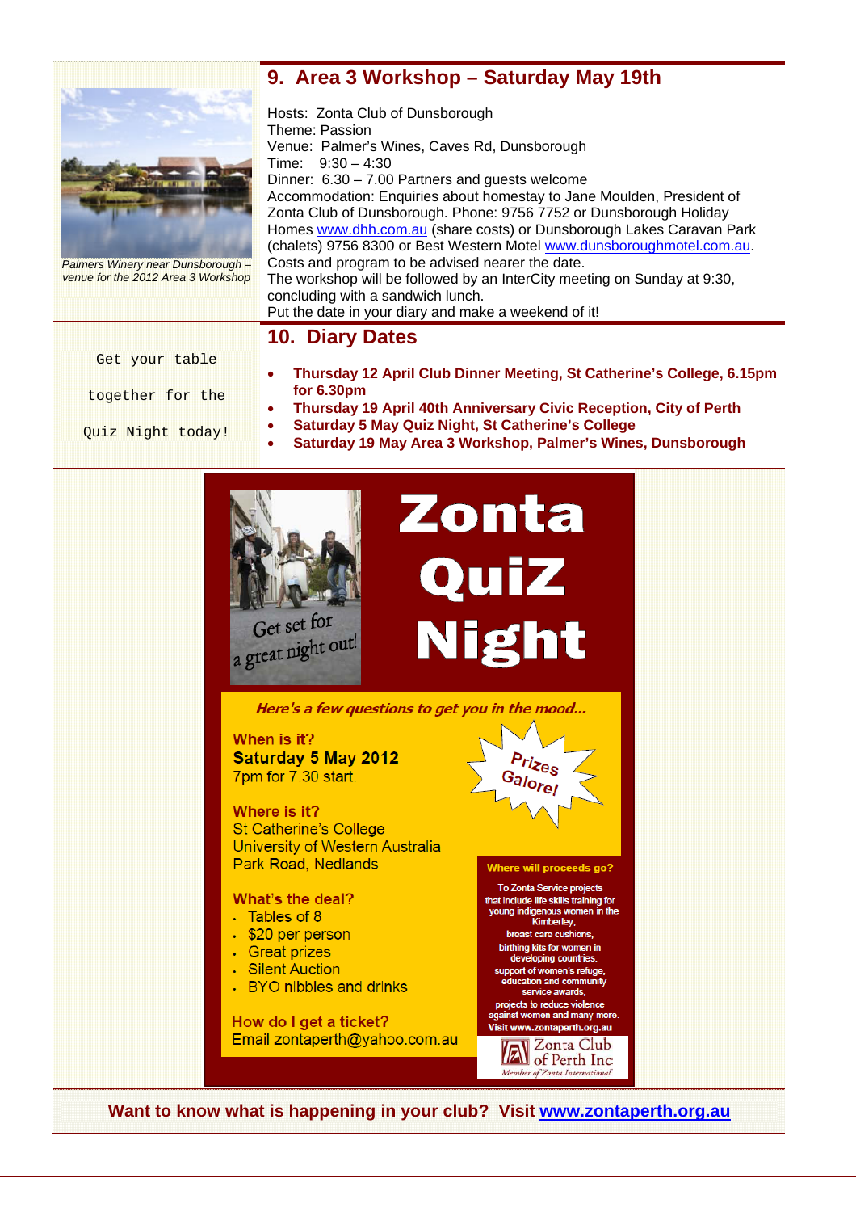## 9. Area 3 Workshop – Saturday May 19th

*Palmers Winery near Dunsborough – venue for the 2012 Area 3 Workshop*

Hosts: Zonta Club of Dunsborough
Theme: Passion
Venue: Palmer's Wines, Caves Rd, Dunsborough
Time: 9:30 – 4:30
Dinner: 6.30 – 7.00 Partners and guests welcome
Accommodation: Enquiries about homestay to Jane Moulden, President of Zonta Club of Dunsborough. Phone: 9756 7752 or Dunsborough Holiday Homes www.dhh.com.au (share costs) or Dunsborough Lakes Caravan Park (chalets) 9756 8300 or Best Western Motel www.dunsboroughmotel.com.au.
Costs and program to be advised nearer the date.
The workshop will be followed by an InterCity meeting on Sunday at 9:30, concluding with a sandwich lunch.
Put the date in your diary and make a weekend of it!

## 10. Diary Dates

Get your table together for the Quiz Night today!

- **Thursday 12 April Club Dinner Meeting, St Catherine's College, 6.15pm for 6.30pm**
- **Thursday 19 April 40th Anniversary Civic Reception, City of Perth**
- **Saturday 5 May Quiz Night, St Catherine's College**
- **Saturday 19 May Area 3 Workshop, Palmer's Wines, Dunsborough**

# Zonta QuiZ Night

Get set for a great night out!

*Here's a few questions to get you in the mood...*

**When is it?**
**Saturday 5 May 2012**
7pm for 7.30 start.

Prizes Galore!

**Where is it?**
St Catherine's College
University of Western Australia
Park Road, Nedlands

**What's the deal?**
- Tables of 8
- $20 per person
- Great prizes
- Silent Auction
- BYO nibbles and drinks

**How do I get a ticket?**
Email zontaperth@yahoo.com.au

**Where will proceeds go?**
To Zonta Service projects that include life skills training for young indigenous women in the Kimberley, breast care cushions, birthing kits for women in developing countries, support of women's refuge, education and community service awards, projects to reduce violence against women and many more.
Visit www.zontaperth.org.au

Zonta Club of Perth Inc
*Member of Zonta International*

**Want to know what is happening in your club? Visit www.zontaperth.org.au**